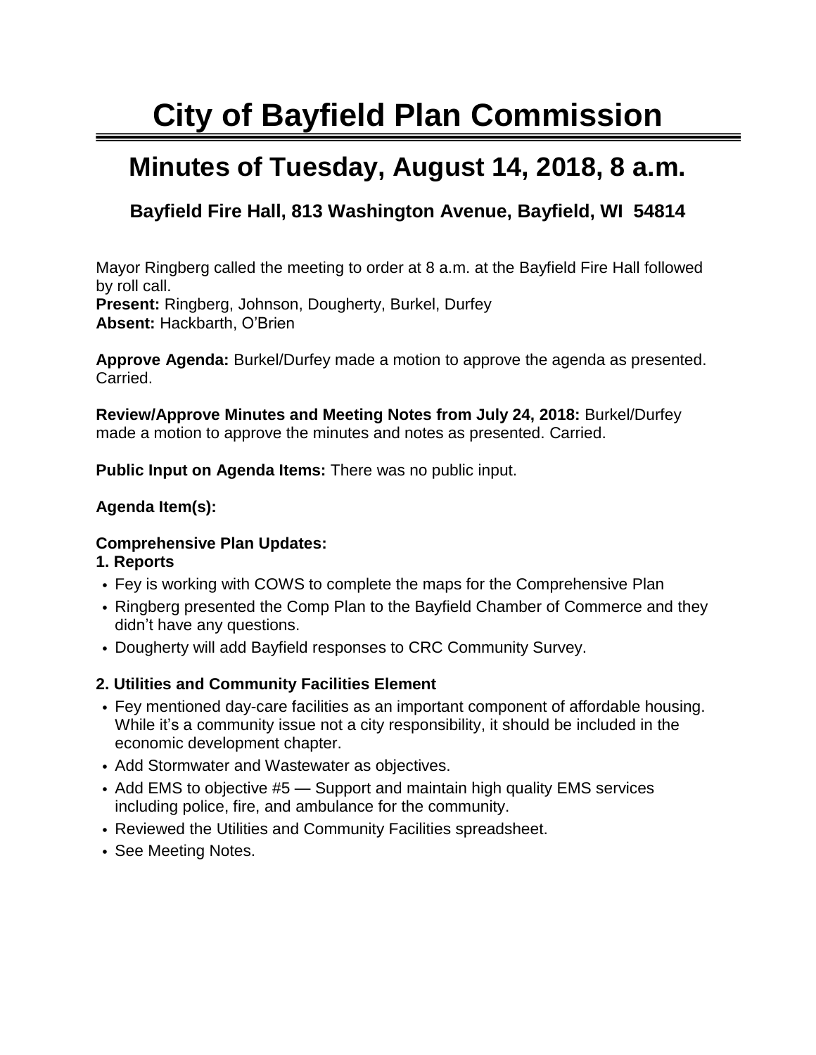# City of Bayfield Plan Commission

## Minutes of Tuesday, August 14, 2018, 8 a.m.

### Bayfield Fire Hall, 813 Washington Avenue, Bayfield, WI 54814

Mayor Ringberg called the meeting to order at 8 a.m. at the Bayfield Fire Hall followed by roll call.
**Present:** Ringberg, Johnson, Dougherty, Burkel, Durfey
**Absent:** Hackbarth, O'Brien

**Approve Agenda:** Burkel/Durfey made a motion to approve the agenda as presented. Carried.

**Review/Approve Minutes and Meeting Notes from July 24, 2018:** Burkel/Durfey made a motion to approve the minutes and notes as presented. Carried.

**Public Input on Agenda Items:** There was no public input.

**Agenda Item(s):**

**Comprehensive Plan Updates:**
**1. Reports**

- Fey is working with COWS to complete the maps for the Comprehensive Plan
- Ringberg presented the Comp Plan to the Bayfield Chamber of Commerce and they didn't have any questions.
- Dougherty will add Bayfield responses to CRC Community Survey.

**2. Utilities and Community Facilities Element**

- Fey mentioned day-care facilities as an important component of affordable housing. While it's a community issue not a city responsibility, it should be included in the economic development chapter.
- Add Stormwater and Wastewater as objectives.
- Add EMS to objective #5 — Support and maintain high quality EMS services including police, fire, and ambulance for the community.
- Reviewed the Utilities and Community Facilities spreadsheet.
- See Meeting Notes.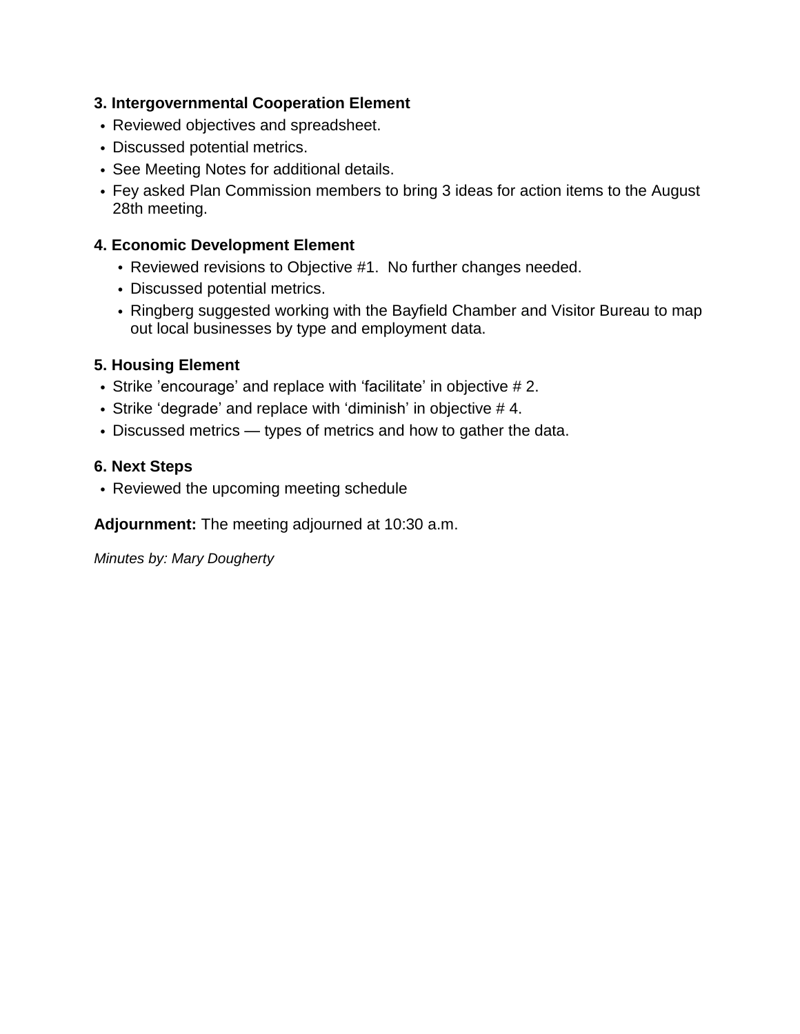**3. Intergovernmental Cooperation Element**

- Reviewed objectives and spreadsheet.
- Discussed potential metrics.
- See Meeting Notes for additional details.
- Fey asked Plan Commission members to bring 3 ideas for action items to the August 28th meeting.

**4. Economic Development Element**

- Reviewed revisions to Objective #1.  No further changes needed.
- Discussed potential metrics.
- Ringberg suggested working with the Bayfield Chamber and Visitor Bureau to map out local businesses by type and employment data.

**5. Housing Element**

- Strike ’encourage’ and replace with ‘facilitate’ in objective # 2.
- Strike ‘degrade’ and replace with ‘diminish’ in objective # 4.
- Discussed metrics — types of metrics and how to gather the data.

**6. Next Steps**

- Reviewed the upcoming meeting schedule

**Adjournment:** The meeting adjourned at 10:30 a.m.

*Minutes by: Mary Dougherty*